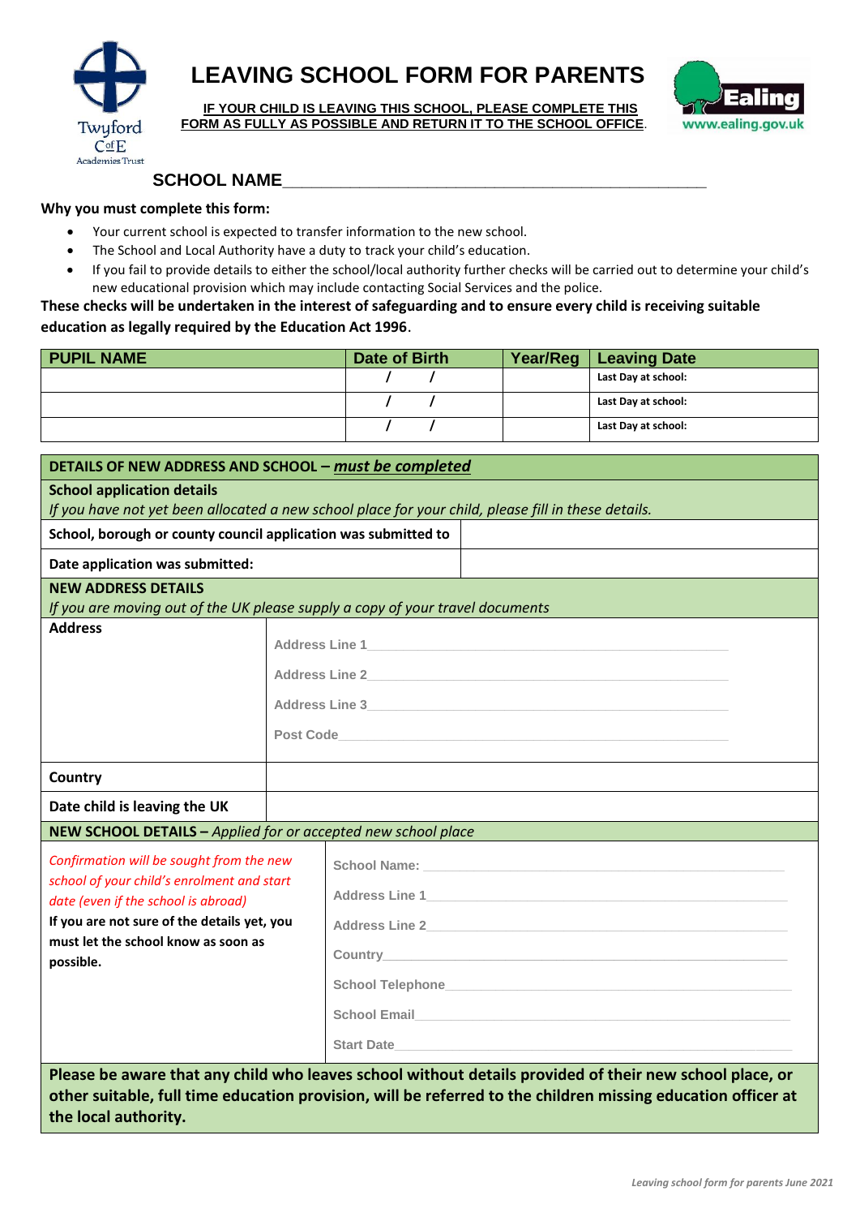# LEAVING SCHOOL FORM FOR PARENTS

**IF YOUR CHILD IS LEAVING THIS SCHOOL, PLEASE COMPLETE THIS FORM AS FULLY AS POSSIBLE AND RETURN IT TO THE SCHOOL OFFICE**.

**SCHOOL NAME**_______________________________________________

**Why you must complete this form:**

- Your current school is expected to transfer information to the new school.
- The School and Local Authority have a duty to track your child's education.
- If you fail to provide details to either the school/local authority further checks will be carried out to determine your child's new educational provision which may include contacting Social Services and the police.

**These checks will be undertaken in the interest of safeguarding and to ensure every child is receiving suitable education as legally required by the Education Act 1996**.

| PUPIL NAME | Date of Birth | Year/Reg | Leaving Date |
|---|---|---|---|
| | / / | | **Last Day at school:** |
| | / / | | **Last Day at school:** |
| | / / | | **Last Day at school:** |

| **DETAILS OF NEW ADDRESS AND SCHOOL –** ***must be completed*** | |
|---|---|
| **School application details** *If you have not yet been allocated a new school place for your child, please fill in these details.* | |
| **School, borough or county council application was submitted to** | |
| **Date application was submitted:** | |
| **NEW ADDRESS DETAILS** *If you are moving out of the UK please supply a copy of your travel documents* | |
| **Address** | Address Line 1___________ Address Line 2___________ Address Line 3___________ Post Code___________ |
| **Country** | |
| **Date child is leaving the UK** | |
| **NEW SCHOOL DETAILS –** *Applied for or accepted new school place* | |
| *Confirmation will be sought from the new school of your child's enrolment and start date (even if the school is abroad)* **If you are not sure of the details yet, you must let the school know as soon as possible.** | School Name: ___________ Address Line 1___________ Address Line 2___________ Country___________ School Telephone___________ School Email___________ Start Date___________ |
| **Please be aware that any child who leaves school without details provided of their new school place, or other suitable, full time education provision, will be referred to the children missing education officer at the local authority.** | |

*Leaving school form for parents June 2021*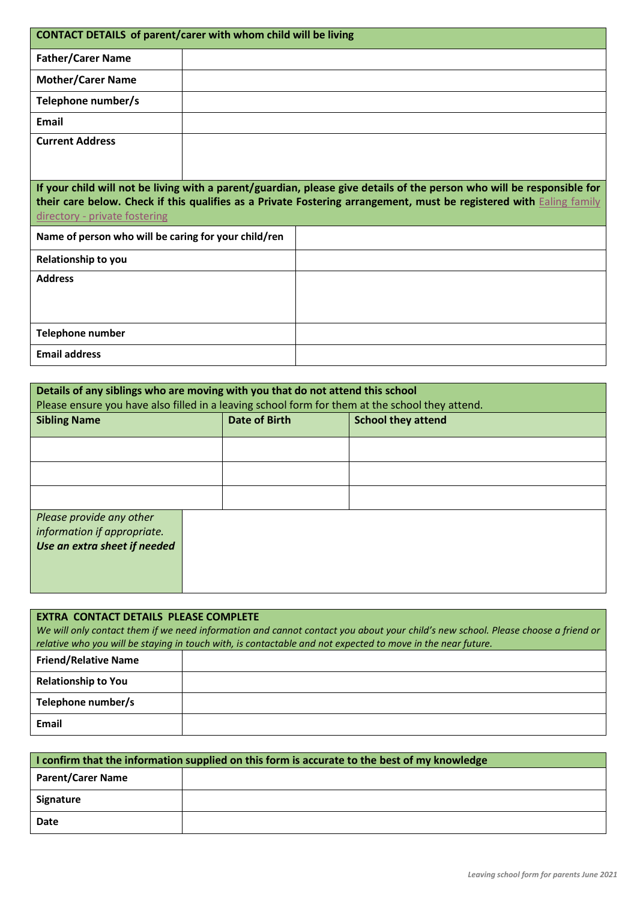| **CONTACT DETAILS of parent/carer with whom child will be living** | |
|---|---|
| **Father/Carer Name** | |
| **Mother/Carer Name** | |
| **Telephone number/s** | |
| **Email** | |
| **Current Address** | |

**If your child will not be living with a parent/guardian, please give details of the person who will be responsible for their care below. Check if this qualifies as a Private Fostering arrangement, must be registered with** Ealing family directory - private fostering

| | |
|---|---|
| **Name of person who will be caring for your child/ren** | |
| **Relationship to you** | |
| **Address** | |
| **Telephone number** | |
| **Email address** | |

**Details of any siblings who are moving with you that do not attend this school**
Please ensure you have also filled in a leaving school form for them at the school they attend.

| **Sibling Name** | **Date of Birth** | **School they attend** |
|---|---|---|
| | | |
| | | |
| | | |

| | |
|---|---|
| *Please provide any other information if appropriate.* ***Use an extra sheet if needed*** | |

**EXTRA CONTACT DETAILS PLEASE COMPLETE**
*We will only contact them if we need information and cannot contact you about your child's new school. Please choose a friend or relative who you will be staying in touch with, is contactable and not expected to move in the near future.*

| | |
|---|---|
| **Friend/Relative Name** | |
| **Relationship to You** | |
| **Telephone number/s** | |
| **Email** | |

| **I confirm that the information supplied on this form is accurate to the best of my knowledge** | |
|---|---|
| **Parent/Carer Name** | |
| **Signature** | |
| **Date** | |

*Leaving school form for parents June 2021*